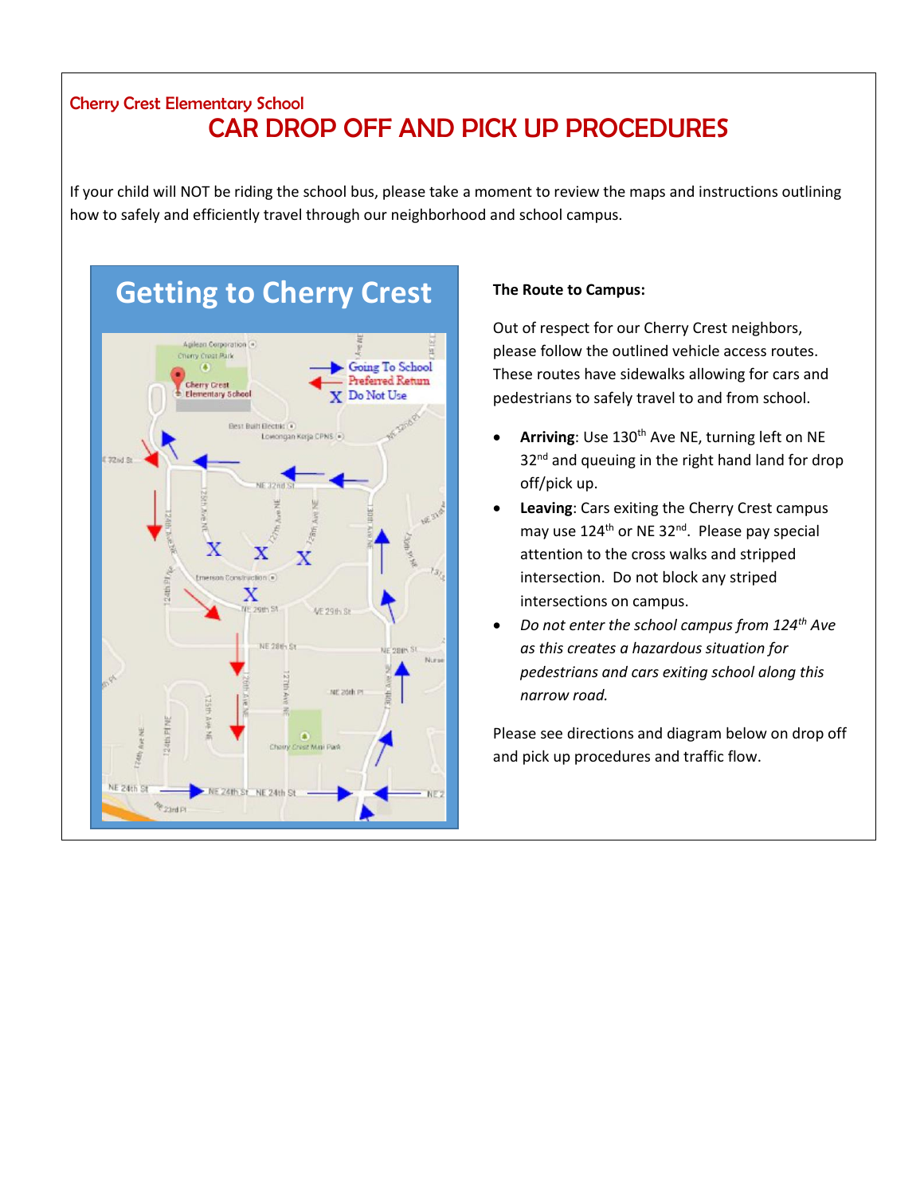Cherry Crest Elementary School

# CAR DROP OFF AND PICK UP PROCEDURES

If your child will NOT be riding the school bus, please take a moment to review the maps and instructions outlining how to safely and efficiently travel through our neighborhood and school campus.

## Getting to Cherry Crest

### The Route to Campus:

Out of respect for our Cherry Crest neighbors, please follow the outlined vehicle access routes. These routes have sidewalks allowing for cars and pedestrians to safely travel to and from school.

- **Arriving**: Use 130th Ave NE, turning left on NE 32nd and queuing in the right hand land for drop off/pick up.
- **Leaving**: Cars exiting the Cherry Crest campus may use 124th or NE 32nd. Please pay special attention to the cross walks and stripped intersection. Do not block any striped intersections on campus.
- *Do not enter the school campus from 124th Ave as this creates a hazardous situation for pedestrians and cars exiting school along this narrow road.*

Please see directions and diagram below on drop off and pick up procedures and traffic flow.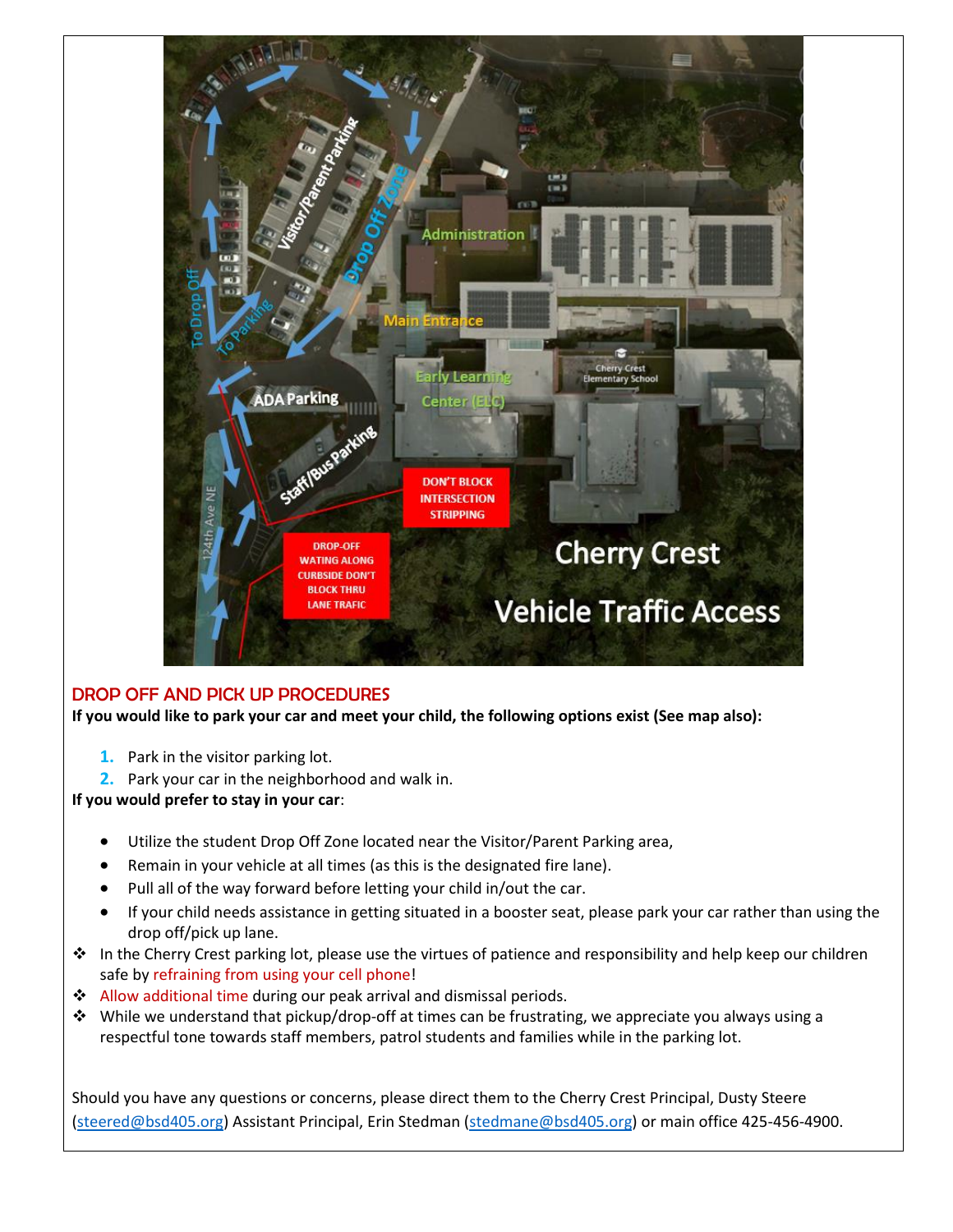## DROP OFF AND PICK UP PROCEDURES

**If you would like to park your car and meet your child, the following options exist (See map also):**

1. Park in the visitor parking lot.
2. Park your car in the neighborhood and walk in.

**If you would prefer to stay in your car**:

- Utilize the student Drop Off Zone located near the Visitor/Parent Parking area,
- Remain in your vehicle at all times (as this is the designated fire lane).
- Pull all of the way forward before letting your child in/out the car.
- If your child needs assistance in getting situated in a booster seat, please park your car rather than using the drop off/pick up lane.

❖ In the Cherry Crest parking lot, please use the virtues of patience and responsibility and help keep our children safe by refraining from using your cell phone!

❖ Allow additional time during our peak arrival and dismissal periods.

❖ While we understand that pickup/drop-off at times can be frustrating, we appreciate you always using a respectful tone towards staff members, patrol students and families while in the parking lot.

Should you have any questions or concerns, please direct them to the Cherry Crest Principal, Dusty Steere (steered@bsd405.org) Assistant Principal, Erin Stedman (stedmane@bsd405.org) or main office 425-456-4900.